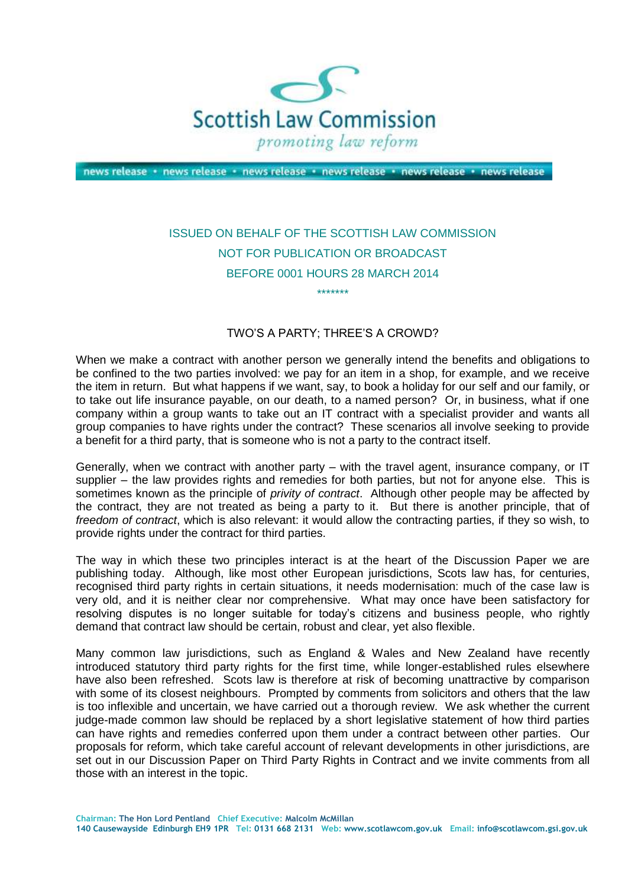Scottish Law Commission

*promoting law reform*

news release • news release • news release • news release • news release • news release

ISSUED ON BEHALF OF THE SCOTTISH LAW COMMISSION

NOT FOR PUBLICATION OR BROADCAST

BEFORE 0001 HOURS 28 MARCH 2014

*******

## TWO'S A PARTY; THREE'S A CROWD?

When we make a contract with another person we generally intend the benefits and obligations to be confined to the two parties involved: we pay for an item in a shop, for example, and we receive the item in return. But what happens if we want, say, to book a holiday for our self and our family, or to take out life insurance payable, on our death, to a named person? Or, in business, what if one company within a group wants to take out an IT contract with a specialist provider and wants all group companies to have rights under the contract? These scenarios all involve seeking to provide a benefit for a third party, that is someone who is not a party to the contract itself.

Generally, when we contract with another party – with the travel agent, insurance company, or IT supplier – the law provides rights and remedies for both parties, but not for anyone else. This is sometimes known as the principle of *privity of contract*. Although other people may be affected by the contract, they are not treated as being a party to it. But there is another principle, that of *freedom of contract*, which is also relevant: it would allow the contracting parties, if they so wish, to provide rights under the contract for third parties.

The way in which these two principles interact is at the heart of the Discussion Paper we are publishing today. Although, like most other European jurisdictions, Scots law has, for centuries, recognised third party rights in certain situations, it needs modernisation: much of the case law is very old, and it is neither clear nor comprehensive. What may once have been satisfactory for resolving disputes is no longer suitable for today's citizens and business people, who rightly demand that contract law should be certain, robust and clear, yet also flexible.

Many common law jurisdictions, such as England & Wales and New Zealand have recently introduced statutory third party rights for the first time, while longer-established rules elsewhere have also been refreshed. Scots law is therefore at risk of becoming unattractive by comparison with some of its closest neighbours. Prompted by comments from solicitors and others that the law is too inflexible and uncertain, we have carried out a thorough review. We ask whether the current judge-made common law should be replaced by a short legislative statement of how third parties can have rights and remedies conferred upon them under a contract between other parties. Our proposals for reform, which take careful account of relevant developments in other jurisdictions, are set out in our Discussion Paper on Third Party Rights in Contract and we invite comments from all those with an interest in the topic.

Chairman: The Hon Lord Pentland Chief Executive: Malcolm McMillan
140 Causewayside Edinburgh EH9 1PR Tel: 0131 668 2131 Web: www.scotlawcom.gov.uk Email: info@scotlawcom.gsi.gov.uk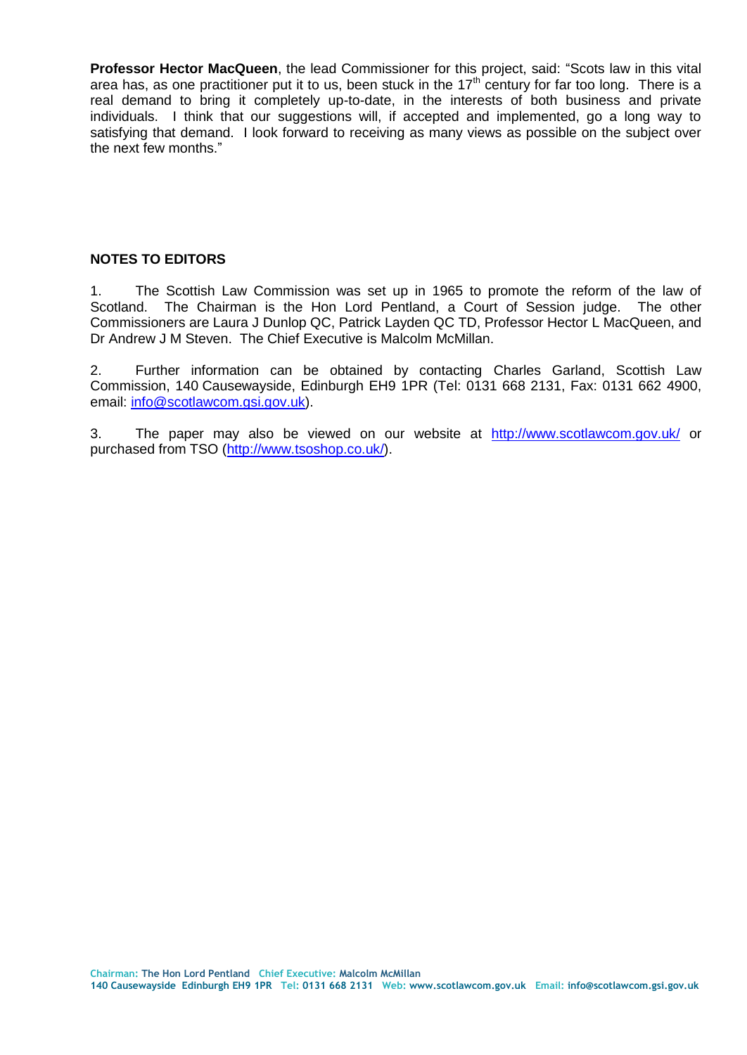**Professor Hector MacQueen**, the lead Commissioner for this project, said: "Scots law in this vital area has, as one practitioner put it to us, been stuck in the 17th century for far too long. There is a real demand to bring it completely up-to-date, in the interests of both business and private individuals. I think that our suggestions will, if accepted and implemented, go a long way to satisfying that demand. I look forward to receiving as many views as possible on the subject over the next few months."

**NOTES TO EDITORS**

1. The Scottish Law Commission was set up in 1965 to promote the reform of the law of Scotland. The Chairman is the Hon Lord Pentland, a Court of Session judge. The other Commissioners are Laura J Dunlop QC, Patrick Layden QC TD, Professor Hector L MacQueen, and Dr Andrew J M Steven. The Chief Executive is Malcolm McMillan.

2. Further information can be obtained by contacting Charles Garland, Scottish Law Commission, 140 Causewayside, Edinburgh EH9 1PR (Tel: 0131 668 2131, Fax: 0131 662 4900, email: info@scotlawcom.gsi.gov.uk).

3. The paper may also be viewed on our website at http://www.scotlawcom.gov.uk/ or purchased from TSO (http://www.tsoshop.co.uk/).